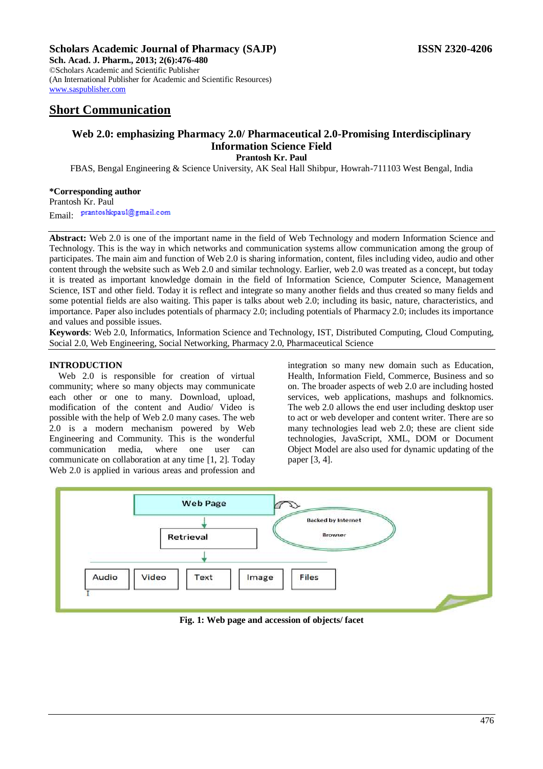**Scholars Academic Journal of Pharmacy (SAJP)** **ISSN 2320-4206**
**Sch. Acad. J. Pharm., 2013; 2(6):476-480**
©Scholars Academic and Scientific Publisher
(An International Publisher for Academic and Scientific Resources)
www.saspublisher.com

## Short Communication

# Web 2.0: emphasizing Pharmacy 2.0/ Pharmaceutical 2.0-Promising Interdisciplinary Information Science Field

**Prantosh Kr. Paul**

FBAS, Bengal Engineering & Science University, AK Seal Hall Shibpur, Howrah-711103 West Bengal, India

**\*Corresponding author**
Prantosh Kr. Paul
Email: prantoshkpaul@gmail.com

**Abstract:** Web 2.0 is one of the important name in the field of Web Technology and modern Information Science and Technology. This is the way in which networks and communication systems allow communication among the group of participates. The main aim and function of Web 2.0 is sharing information, content, files including video, audio and other content through the website such as Web 2.0 and similar technology. Earlier, web 2.0 was treated as a concept, but today it is treated as important knowledge domain in the field of Information Science, Computer Science, Management Science, IST and other field. Today it is reflect and integrate so many another fields and thus created so many fields and some potential fields are also waiting. This paper is talks about web 2.0; including its basic, nature, characteristics, and importance. Paper also includes potentials of pharmacy 2.0; including potentials of Pharmacy 2.0; includes its importance and values and possible issues.

**Keywords**: Web 2.0, Informatics, Information Science and Technology, IST, Distributed Computing, Cloud Computing, Social 2.0, Web Engineering, Social Networking, Pharmacy 2.0, Pharmaceutical Science

## INTRODUCTION

Web 2.0 is responsible for creation of virtual community; where so many objects may communicate each other or one to many. Download, upload, modification of the content and Audio/ Video is possible with the help of Web 2.0 many cases. The web 2.0 is a modern mechanism powered by Web Engineering and Community. This is the wonderful communication media, where one user can communicate on collaboration at any time [1, 2]. Today Web 2.0 is applied in various areas and profession and integration so many new domain such as Education, Health, Information Field, Commerce, Business and so on. The broader aspects of web 2.0 are including hosted services, web applications, mashups and folknomics. The web 2.0 allows the end user including desktop user to act or web developer and content writer. There are so many technologies lead web 2.0; these are client side technologies, JavaScript, XML, DOM or Document Object Model are also used for dynamic updating of the paper [3, 4].

Web Page → Retrieval → Audio | Video | Text | Image | Files

Backed by Internet — Browser

**Fig. 1: Web page and accession of objects/ facet**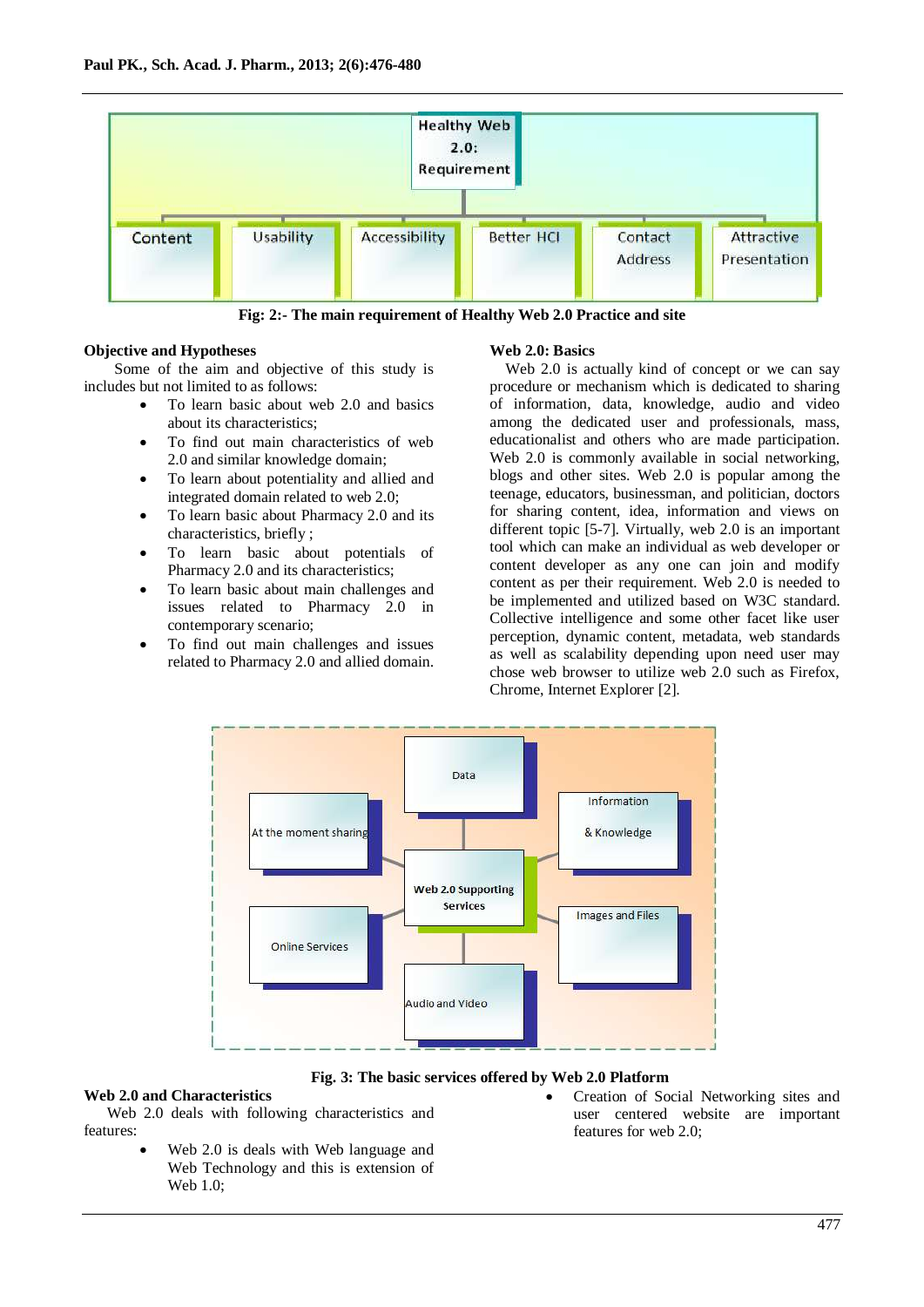Fig: 2:- The main requirement of Healthy Web 2.0 Practice and site

### Objective and Hypotheses

Some of the aim and objective of this study is includes but not limited to as follows:

- To learn basic about web 2.0 and basics about its characteristics;
- To find out main characteristics of web 2.0 and similar knowledge domain;
- To learn about potentiality and allied and integrated domain related to web 2.0;
- To learn basic about Pharmacy 2.0 and its characteristics, briefly ;
- To learn basic about potentials of Pharmacy 2.0 and its characteristics;
- To learn basic about main challenges and issues related to Pharmacy 2.0 in contemporary scenario;
- To find out main challenges and issues related to Pharmacy 2.0 and allied domain.

### Web 2.0: Basics

Web 2.0 is actually kind of concept or we can say procedure or mechanism which is dedicated to sharing of information, data, knowledge, audio and video among the dedicated user and professionals, mass, educationalist and others who are made participation. Web 2.0 is commonly available in social networking, blogs and other sites. Web 2.0 is popular among the teenage, educators, businessman, and politician, doctors for sharing content, idea, information and views on different topic [5-7]. Virtually, web 2.0 is an important tool which can make an individual as web developer or content developer as any one can join and modify content as per their requirement. Web 2.0 is needed to be implemented and utilized based on W3C standard. Collective intelligence and some other facet like user perception, dynamic content, metadata, web standards as well as scalability depending upon need user may chose web browser to utilize web 2.0 such as Firefox, Chrome, Internet Explorer [2].

Fig. 3: The basic services offered by Web 2.0 Platform

### Web 2.0 and Characteristics

Web 2.0 deals with following characteristics and features:

- Web 2.0 is deals with Web language and Web Technology and this is extension of Web 1.0;
- Creation of Social Networking sites and user centered website are important features for web 2.0;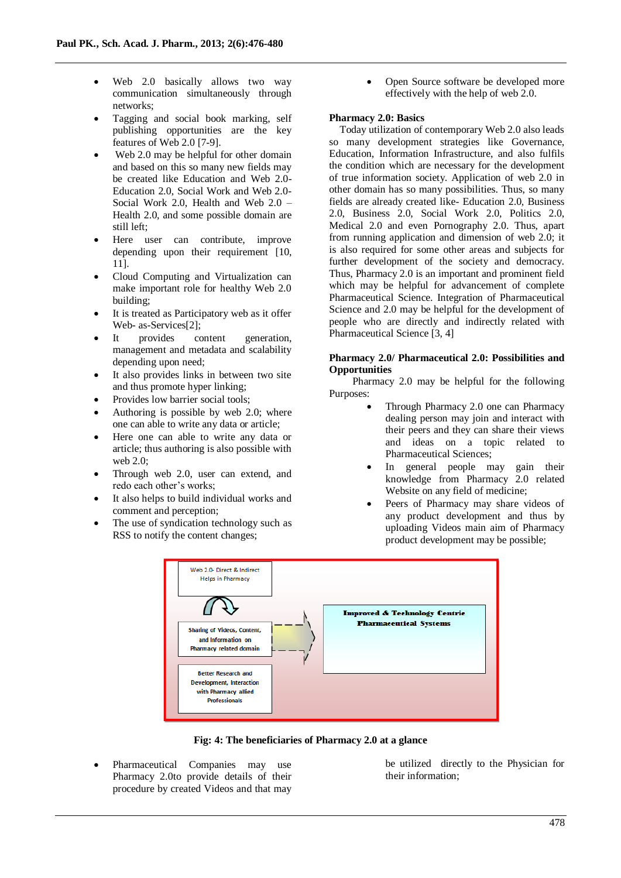- Web 2.0 basically allows two way communication simultaneously through networks;
- Tagging and social book marking, self publishing opportunities are the key features of Web 2.0 [7-9].
- Web 2.0 may be helpful for other domain and based on this so many new fields may be created like Education and Web 2.0- Education 2.0, Social Work and Web 2.0- Social Work 2.0, Health and Web 2.0 – Health 2.0, and some possible domain are still left;
- Here user can contribute, improve depending upon their requirement [10, 11].
- Cloud Computing and Virtualization can make important role for healthy Web 2.0 building;
- It is treated as Participatory web as it offer Web- as-Services[2];
- It provides content generation, management and metadata and scalability depending upon need;
- It also provides links in between two site and thus promote hyper linking;
- Provides low barrier social tools;
- Authoring is possible by web 2.0; where one can able to write any data or article;
- Here one can able to write any data or article; thus authoring is also possible with web 2.0;
- Through web 2.0, user can extend, and redo each other's works;
- It also helps to build individual works and comment and perception;
- The use of syndication technology such as RSS to notify the content changes;
- Open Source software be developed more effectively with the help of web 2.0.

**Pharmacy 2.0: Basics**

Today utilization of contemporary Web 2.0 also leads so many development strategies like Governance, Education, Information Infrastructure, and also fulfils the condition which are necessary for the development of true information society. Application of web 2.0 in other domain has so many possibilities. Thus, so many fields are already created like- Education 2.0, Business 2.0, Business 2.0, Social Work 2.0, Politics 2.0, Medical 2.0 and even Pornography 2.0. Thus, apart from running application and dimension of web 2.0; it is also required for some other areas and subjects for further development of the society and democracy. Thus, Pharmacy 2.0 is an important and prominent field which may be helpful for advancement of complete Pharmaceutical Science. Integration of Pharmaceutical Science and 2.0 may be helpful for the development of people who are directly and indirectly related with Pharmaceutical Science [3, 4]

**Pharmacy 2.0/ Pharmaceutical 2.0: Possibilities and Opportunities**

Pharmacy 2.0 may be helpful for the following Purposes:

- Through Pharmacy 2.0 one can Pharmacy dealing person may join and interact with their peers and they can share their views and ideas on a topic related to Pharmaceutical Sciences;
- In general people may gain their knowledge from Pharmacy 2.0 related Website on any field of medicine;
- Peers of Pharmacy may share videos of any product development and thus by uploading Videos main aim of Pharmacy product development may be possible;

Web 2.0- Direct & Indirect Helps in Pharmacy

Sharing of Videos, Content, and Information on Pharmacy related domain

Better Research and Development, Interaction with Pharmacy allied Professionals

Improved & Technology Centric Pharmaceutical Systems

**Fig: 4: The beneficiaries of Pharmacy 2.0 at a glance**

- Pharmaceutical Companies may use Pharmacy 2.0to provide details of their procedure by created Videos and that may be utilized directly to the Physician for their information;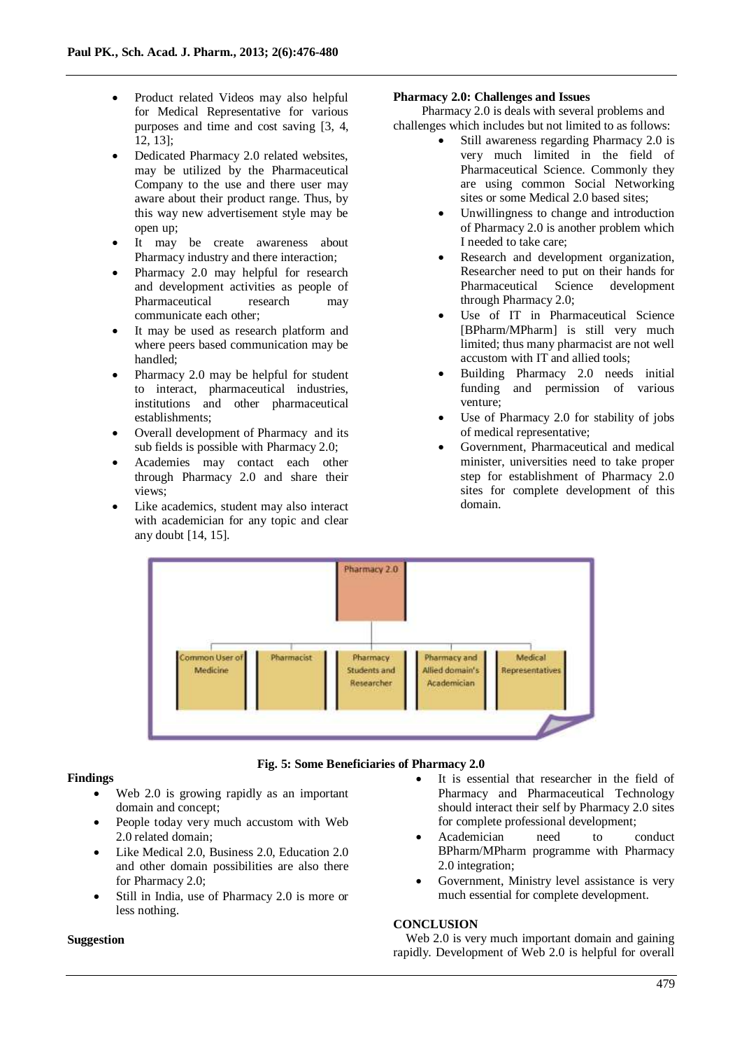- Product related Videos may also helpful for Medical Representative for various purposes and time and cost saving [3, 4, 12, 13];
- Dedicated Pharmacy 2.0 related websites, may be utilized by the Pharmaceutical Company to the use and there user may aware about their product range. Thus, by this way new advertisement style may be open up;
- It may be create awareness about Pharmacy industry and there interaction;
- Pharmacy 2.0 may helpful for research and development activities as people of Pharmaceutical research may communicate each other;
- It may be used as research platform and where peers based communication may be handled;
- Pharmacy 2.0 may be helpful for student to interact, pharmaceutical industries, institutions and other pharmaceutical establishments;
- Overall development of Pharmacy and its sub fields is possible with Pharmacy 2.0;
- Academies may contact each other through Pharmacy 2.0 and share their views;
- Like academics, student may also interact with academician for any topic and clear any doubt [14, 15].

**Pharmacy 2.0: Challenges and Issues**

Pharmacy 2.0 is deals with several problems and challenges which includes but not limited to as follows:

- Still awareness regarding Pharmacy 2.0 is very much limited in the field of Pharmaceutical Science. Commonly they are using common Social Networking sites or some Medical 2.0 based sites;
- Unwillingness to change and introduction of Pharmacy 2.0 is another problem which I needed to take care;
- Research and development organization, Researcher need to put on their hands for Pharmaceutical Science development through Pharmacy 2.0;
- Use of IT in Pharmaceutical Science [BPharm/MPharm] is still very much limited; thus many pharmacist are not well accustom with IT and allied tools;
- Building Pharmacy 2.0 needs initial funding and permission of various venture;
- Use of Pharmacy 2.0 for stability of jobs of medical representative;
- Government, Pharmaceutical and medical minister, universities need to take proper step for establishment of Pharmacy 2.0 sites for complete development of this domain.

Pharmacy 2.0

Common User of Medicine | Pharmacist | Pharmacy Students and Researcher | Pharmacy and Allied domain's Academician | Medical Representatives

**Fig. 5: Some Beneficiaries of Pharmacy 2.0**

**Findings**

- Web 2.0 is growing rapidly as an important domain and concept;
- People today very much accustom with Web 2.0 related domain;
- Like Medical 2.0, Business 2.0, Education 2.0 and other domain possibilities are also there for Pharmacy 2.0;
- Still in India, use of Pharmacy 2.0 is more or less nothing.

**Suggestion**

- It is essential that researcher in the field of Pharmacy and Pharmaceutical Technology should interact their self by Pharmacy 2.0 sites for complete professional development;
- Academician need to conduct BPharm/MPharm programme with Pharmacy 2.0 integration;
- Government, Ministry level assistance is very much essential for complete development.

**CONCLUSION**

Web 2.0 is very much important domain and gaining rapidly. Development of Web 2.0 is helpful for overall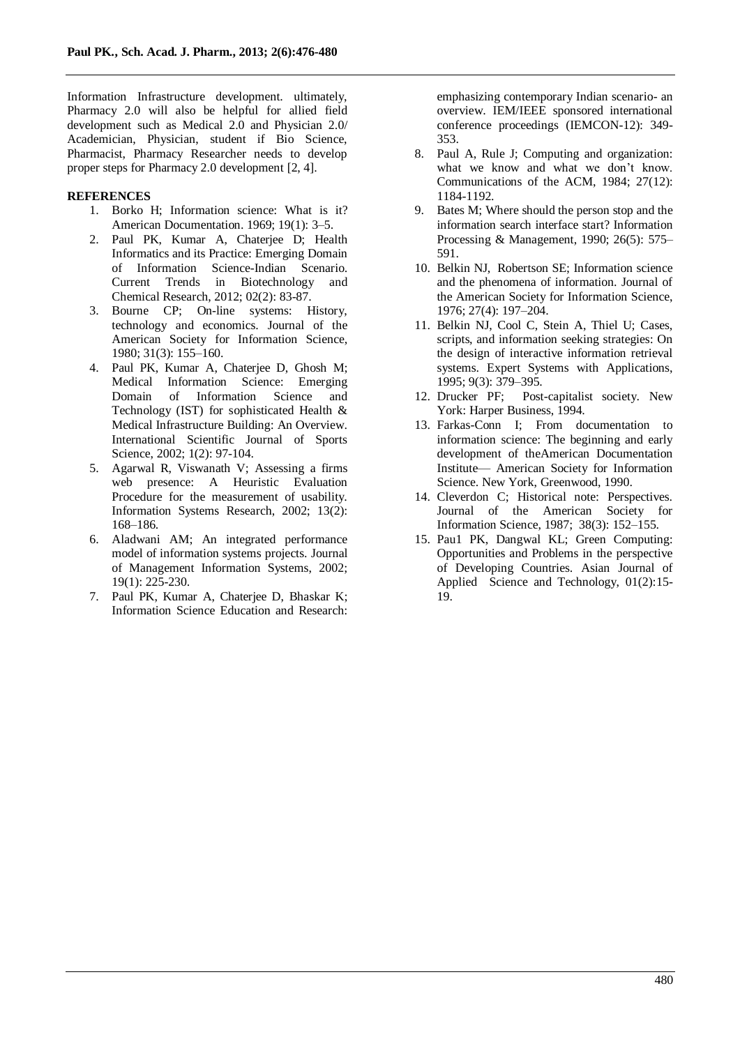Information Infrastructure development. ultimately, Pharmacy 2.0 will also be helpful for allied field development such as Medical 2.0 and Physician 2.0/ Academician, Physician, student if Bio Science, Pharmacist, Pharmacy Researcher needs to develop proper steps for Pharmacy 2.0 development [2, 4].

**REFERENCES**

1. Borko H; Information science: What is it? American Documentation. 1969; 19(1): 3–5.
2. Paul PK, Kumar A, Chaterjee D; Health Informatics and its Practice: Emerging Domain of Information Science-Indian Scenario. Current Trends in Biotechnology and Chemical Research, 2012; 02(2): 83-87.
3. Bourne CP; On-line systems: History, technology and economics. Journal of the American Society for Information Science, 1980; 31(3): 155–160.
4. Paul PK, Kumar A, Chaterjee D, Ghosh M; Medical Information Science: Emerging Domain of Information Science and Technology (IST) for sophisticated Health & Medical Infrastructure Building: An Overview. International Scientific Journal of Sports Science, 2002; 1(2): 97-104.
5. Agarwal R, Viswanath V; Assessing a firms web presence: A Heuristic Evaluation Procedure for the measurement of usability. Information Systems Research, 2002; 13(2): 168–186.
6. Aladwani AM; An integrated performance model of information systems projects. Journal of Management Information Systems, 2002; 19(1): 225-230.
7. Paul PK, Kumar A, Chaterjee D, Bhaskar K; Information Science Education and Research: emphasizing contemporary Indian scenario- an overview. IEM/IEEE sponsored international conference proceedings (IEMCON-12): 349-353.
8. Paul A, Rule J; Computing and organization: what we know and what we don't know. Communications of the ACM, 1984; 27(12): 1184-1192.
9. Bates M; Where should the person stop and the information search interface start? Information Processing & Management, 1990; 26(5): 575–591.
10. Belkin NJ, Robertson SE; Information science and the phenomena of information. Journal of the American Society for Information Science, 1976; 27(4): 197–204.
11. Belkin NJ, Cool C, Stein A, Thiel U; Cases, scripts, and information seeking strategies: On the design of interactive information retrieval systems. Expert Systems with Applications, 1995; 9(3): 379–395.
12. Drucker PF; Post-capitalist society. New York: Harper Business, 1994.
13. Farkas-Conn I; From documentation to information science: The beginning and early development of theAmerican Documentation Institute— American Society for Information Science. New York, Greenwood, 1990.
14. Cleverdon C; Historical note: Perspectives. Journal of the American Society for Information Science, 1987; 38(3): 152–155.
15. Pau1 PK, Dangwal KL; Green Computing: Opportunities and Problems in the perspective of Developing Countries. Asian Journal of Applied Science and Technology, 01(2):15-19.